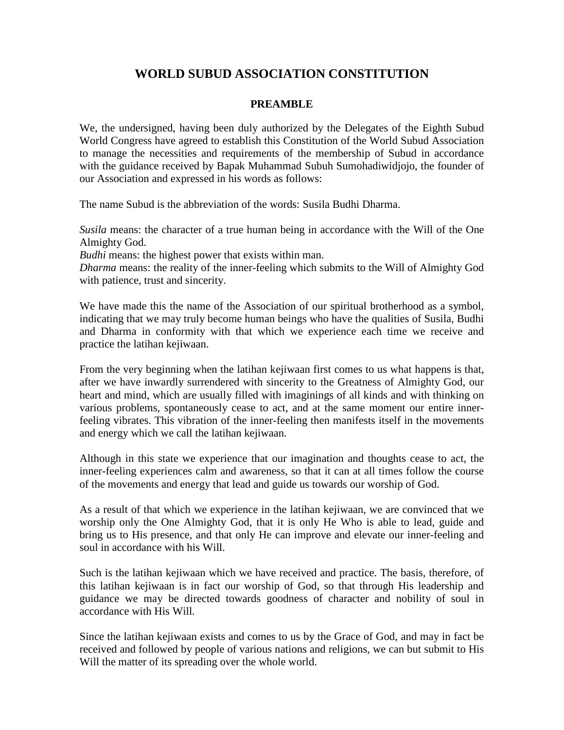# WORLD SUBUD ASSOCIATION CONSTITUTION

## PREAMBLE

We, the undersigned, having been duly authorized by the Delegates of the Eighth Subud World Congress have agreed to establish this Constitution of the World Subud Association to manage the necessities and requirements of the membership of Subud in accordance with the guidance received by Bapak Muhammad Subuh Sumohadiwidjojo, the founder of our Association and expressed in his words as follows:

The name Subud is the abbreviation of the words: Susila Budhi Dharma.

*Susila* means: the character of a true human being in accordance with the Will of the One Almighty God.
*Budhi* means: the highest power that exists within man.
*Dharma* means: the reality of the inner-feeling which submits to the Will of Almighty God with patience, trust and sincerity.

We have made this the name of the Association of our spiritual brotherhood as a symbol, indicating that we may truly become human beings who have the qualities of Susila, Budhi and Dharma in conformity with that which we experience each time we receive and practice the latihan kejiwaan.

From the very beginning when the latihan kejiwaan first comes to us what happens is that, after we have inwardly surrendered with sincerity to the Greatness of Almighty God, our heart and mind, which are usually filled with imaginings of all kinds and with thinking on various problems, spontaneously cease to act, and at the same moment our entire inner-feeling vibrates. This vibration of the inner-feeling then manifests itself in the movements and energy which we call the latihan kejiwaan.

Although in this state we experience that our imagination and thoughts cease to act, the inner-feeling experiences calm and awareness, so that it can at all times follow the course of the movements and energy that lead and guide us towards our worship of God.

As a result of that which we experience in the latihan kejiwaan, we are convinced that we worship only the One Almighty God, that it is only He Who is able to lead, guide and bring us to His presence, and that only He can improve and elevate our inner-feeling and soul in accordance with his Will.

Such is the latihan kejiwaan which we have received and practice. The basis, therefore, of this latihan kejiwaan is in fact our worship of God, so that through His leadership and guidance we may be directed towards goodness of character and nobility of soul in accordance with His Will.

Since the latihan kejiwaan exists and comes to us by the Grace of God, and may in fact be received and followed by people of various nations and religions, we can but submit to His Will the matter of its spreading over the whole world.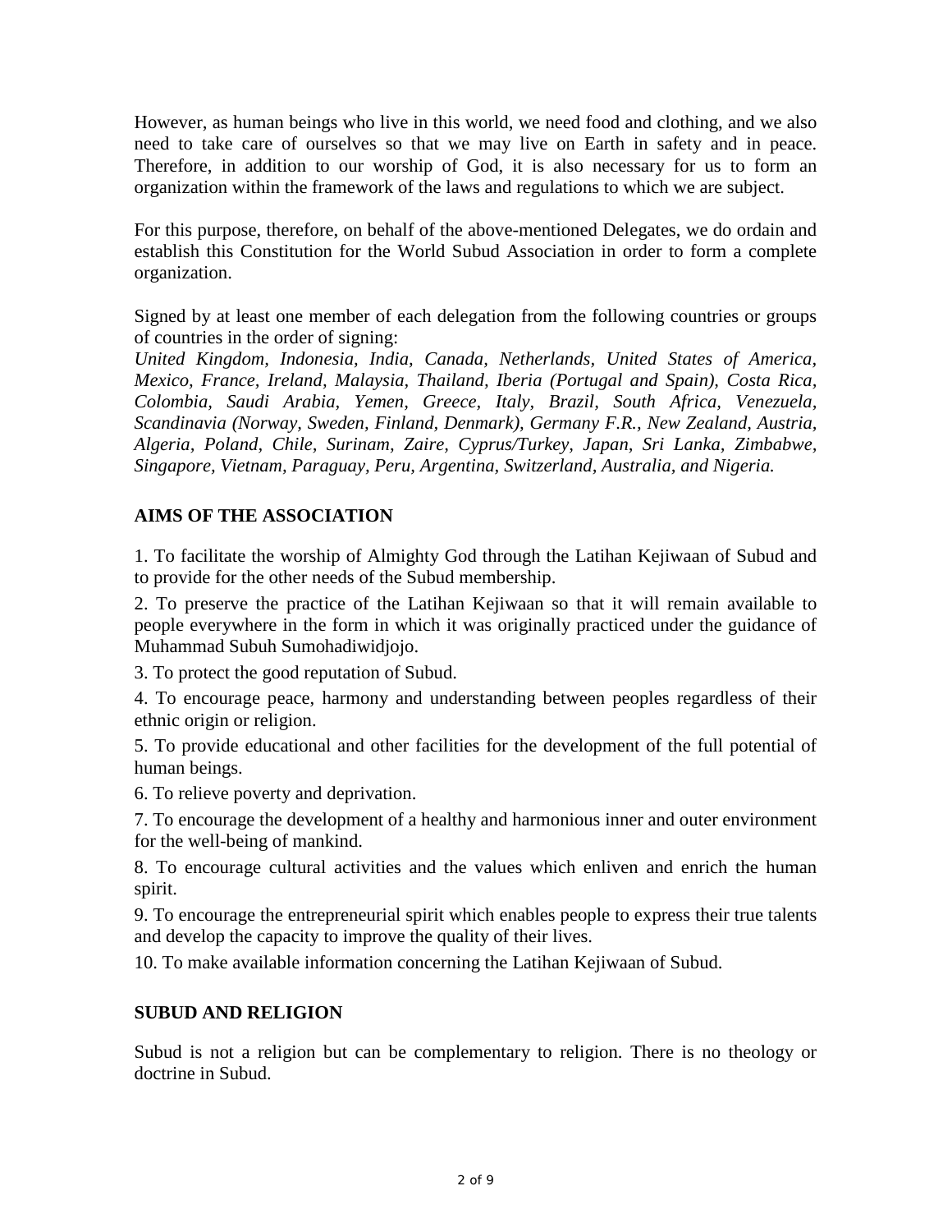However, as human beings who live in this world, we need food and clothing, and we also need to take care of ourselves so that we may live on Earth in safety and in peace. Therefore, in addition to our worship of God, it is also necessary for us to form an organization within the framework of the laws and regulations to which we are subject.

For this purpose, therefore, on behalf of the above-mentioned Delegates, we do ordain and establish this Constitution for the World Subud Association in order to form a complete organization.

Signed by at least one member of each delegation from the following countries or groups of countries in the order of signing:
*United Kingdom, Indonesia, India, Canada, Netherlands, United States of America, Mexico, France, Ireland, Malaysia, Thailand, Iberia (Portugal and Spain), Costa Rica, Colombia, Saudi Arabia, Yemen, Greece, Italy, Brazil, South Africa, Venezuela, Scandinavia (Norway, Sweden, Finland, Denmark), Germany F.R., New Zealand, Austria, Algeria, Poland, Chile, Surinam, Zaire, Cyprus/Turkey, Japan, Sri Lanka, Zimbabwe, Singapore, Vietnam, Paraguay, Peru, Argentina, Switzerland, Australia, and Nigeria.*

## AIMS OF THE ASSOCIATION

1. To facilitate the worship of Almighty God through the Latihan Kejiwaan of Subud and to provide for the other needs of the Subud membership.
2. To preserve the practice of the Latihan Kejiwaan so that it will remain available to people everywhere in the form in which it was originally practiced under the guidance of Muhammad Subuh Sumohadiwidjojo.
3. To protect the good reputation of Subud.
4. To encourage peace, harmony and understanding between peoples regardless of their ethnic origin or religion.
5. To provide educational and other facilities for the development of the full potential of human beings.
6. To relieve poverty and deprivation.
7. To encourage the development of a healthy and harmonious inner and outer environment for the well-being of mankind.
8. To encourage cultural activities and the values which enliven and enrich the human spirit.
9. To encourage the entrepreneurial spirit which enables people to express their true talents and develop the capacity to improve the quality of their lives.
10. To make available information concerning the Latihan Kejiwaan of Subud.

## SUBUD AND RELIGION

Subud is not a religion but can be complementary to religion. There is no theology or doctrine in Subud.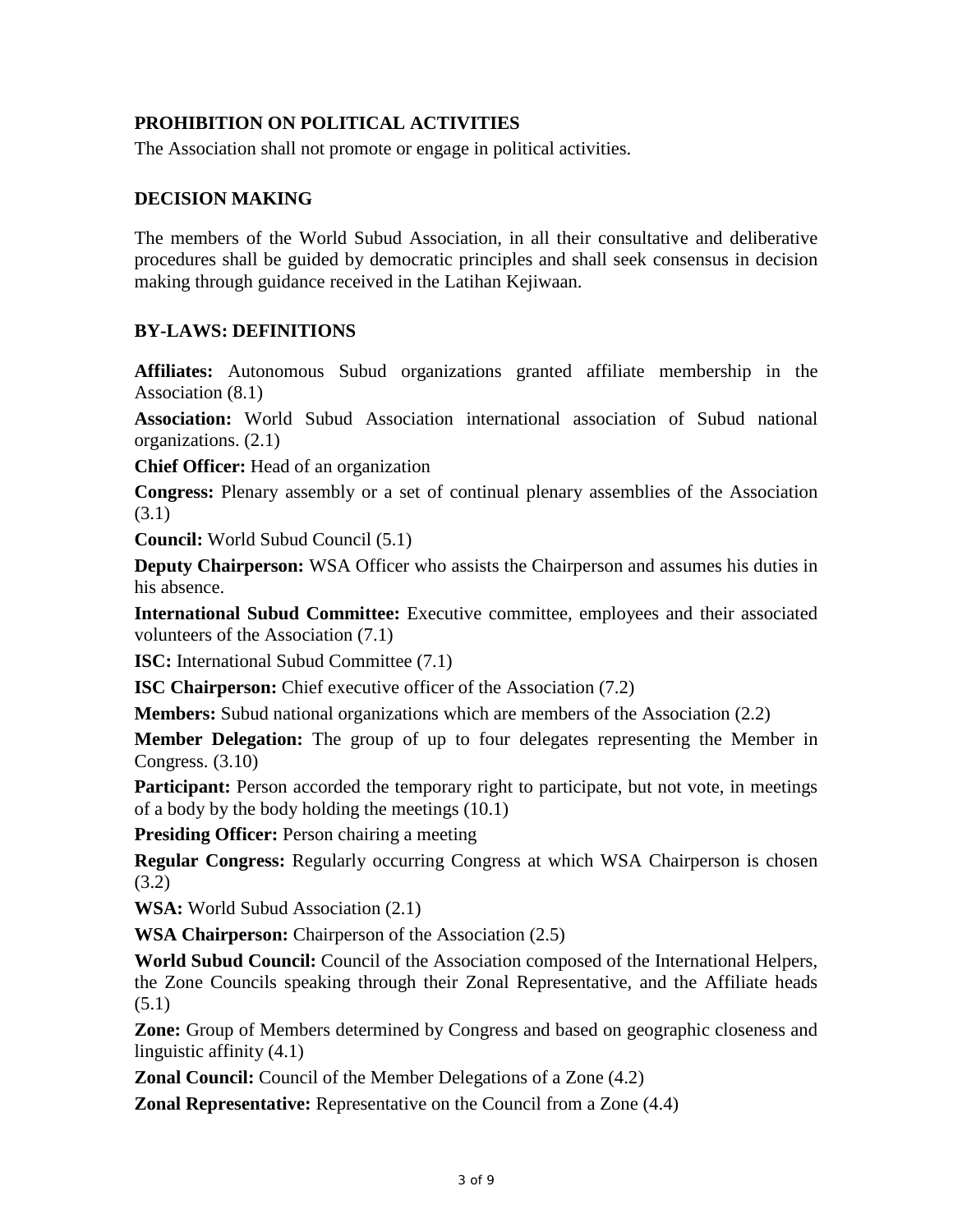## PROHIBITION ON POLITICAL ACTIVITIES

The Association shall not promote or engage in political activities.

## DECISION MAKING

The members of the World Subud Association, in all their consultative and deliberative procedures shall be guided by democratic principles and shall seek consensus in decision making through guidance received in the Latihan Kejiwaan.

## BY-LAWS: DEFINITIONS

**Affiliates:** Autonomous Subud organizations granted affiliate membership in the Association (8.1)

**Association:** World Subud Association international association of Subud national organizations. (2.1)

**Chief Officer:** Head of an organization

**Congress:** Plenary assembly or a set of continual plenary assemblies of the Association (3.1)

**Council:** World Subud Council (5.1)

**Deputy Chairperson:** WSA Officer who assists the Chairperson and assumes his duties in his absence.

**International Subud Committee:** Executive committee, employees and their associated volunteers of the Association (7.1)

**ISC:** International Subud Committee (7.1)

**ISC Chairperson:** Chief executive officer of the Association (7.2)

**Members:** Subud national organizations which are members of the Association (2.2)

**Member Delegation:** The group of up to four delegates representing the Member in Congress. (3.10)

**Participant:** Person accorded the temporary right to participate, but not vote, in meetings of a body by the body holding the meetings (10.1)

**Presiding Officer:** Person chairing a meeting

**Regular Congress:** Regularly occurring Congress at which WSA Chairperson is chosen (3.2)

**WSA:** World Subud Association (2.1)

**WSA Chairperson:** Chairperson of the Association (2.5)

**World Subud Council:** Council of the Association composed of the International Helpers, the Zone Councils speaking through their Zonal Representative, and the Affiliate heads (5.1)

**Zone:** Group of Members determined by Congress and based on geographic closeness and linguistic affinity (4.1)

**Zonal Council:** Council of the Member Delegations of a Zone (4.2)

**Zonal Representative:** Representative on the Council from a Zone (4.4)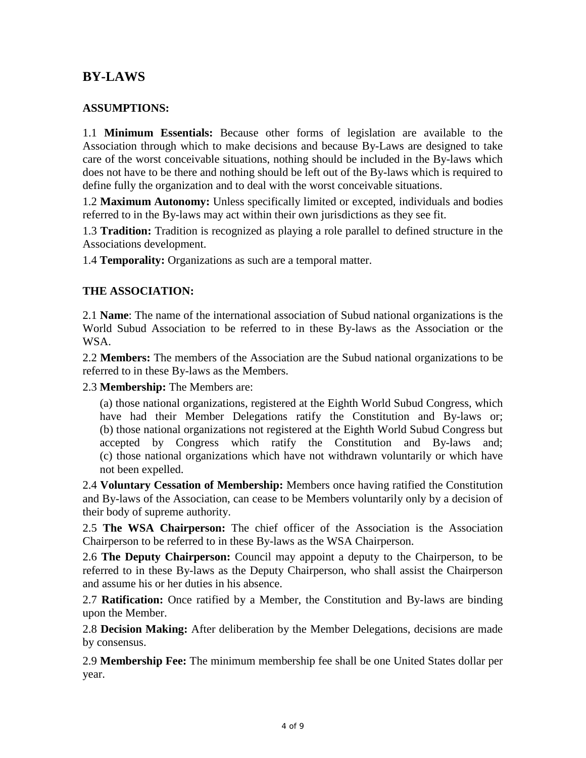# BY-LAWS

## ASSUMPTIONS:

1.1 **Minimum Essentials:** Because other forms of legislation are available to the Association through which to make decisions and because By-Laws are designed to take care of the worst conceivable situations, nothing should be included in the By-laws which does not have to be there and nothing should be left out of the By-laws which is required to define fully the organization and to deal with the worst conceivable situations.

1.2 **Maximum Autonomy:** Unless specifically limited or excepted, individuals and bodies referred to in the By-laws may act within their own jurisdictions as they see fit.

1.3 **Tradition:** Tradition is recognized as playing a role parallel to defined structure in the Associations development.

1.4 **Temporality:** Organizations as such are a temporal matter.

## THE ASSOCIATION:

2.1 **Name**: The name of the international association of Subud national organizations is the World Subud Association to be referred to in these By-laws as the Association or the WSA.

2.2 **Members:** The members of the Association are the Subud national organizations to be referred to in these By-laws as the Members.

2.3 **Membership:** The Members are:

(a) those national organizations, registered at the Eighth World Subud Congress, which have had their Member Delegations ratify the Constitution and By-laws or;
(b) those national organizations not registered at the Eighth World Subud Congress but accepted by Congress which ratify the Constitution and By-laws and;
(c) those national organizations which have not withdrawn voluntarily or which have not been expelled.

2.4 **Voluntary Cessation of Membership:** Members once having ratified the Constitution and By-laws of the Association, can cease to be Members voluntarily only by a decision of their body of supreme authority.

2.5 **The WSA Chairperson:** The chief officer of the Association is the Association Chairperson to be referred to in these By-laws as the WSA Chairperson.

2.6 **The Deputy Chairperson:** Council may appoint a deputy to the Chairperson, to be referred to in these By-laws as the Deputy Chairperson, who shall assist the Chairperson and assume his or her duties in his absence.

2.7 **Ratification:** Once ratified by a Member, the Constitution and By-laws are binding upon the Member.

2.8 **Decision Making:** After deliberation by the Member Delegations, decisions are made by consensus.

2.9 **Membership Fee:** The minimum membership fee shall be one United States dollar per year.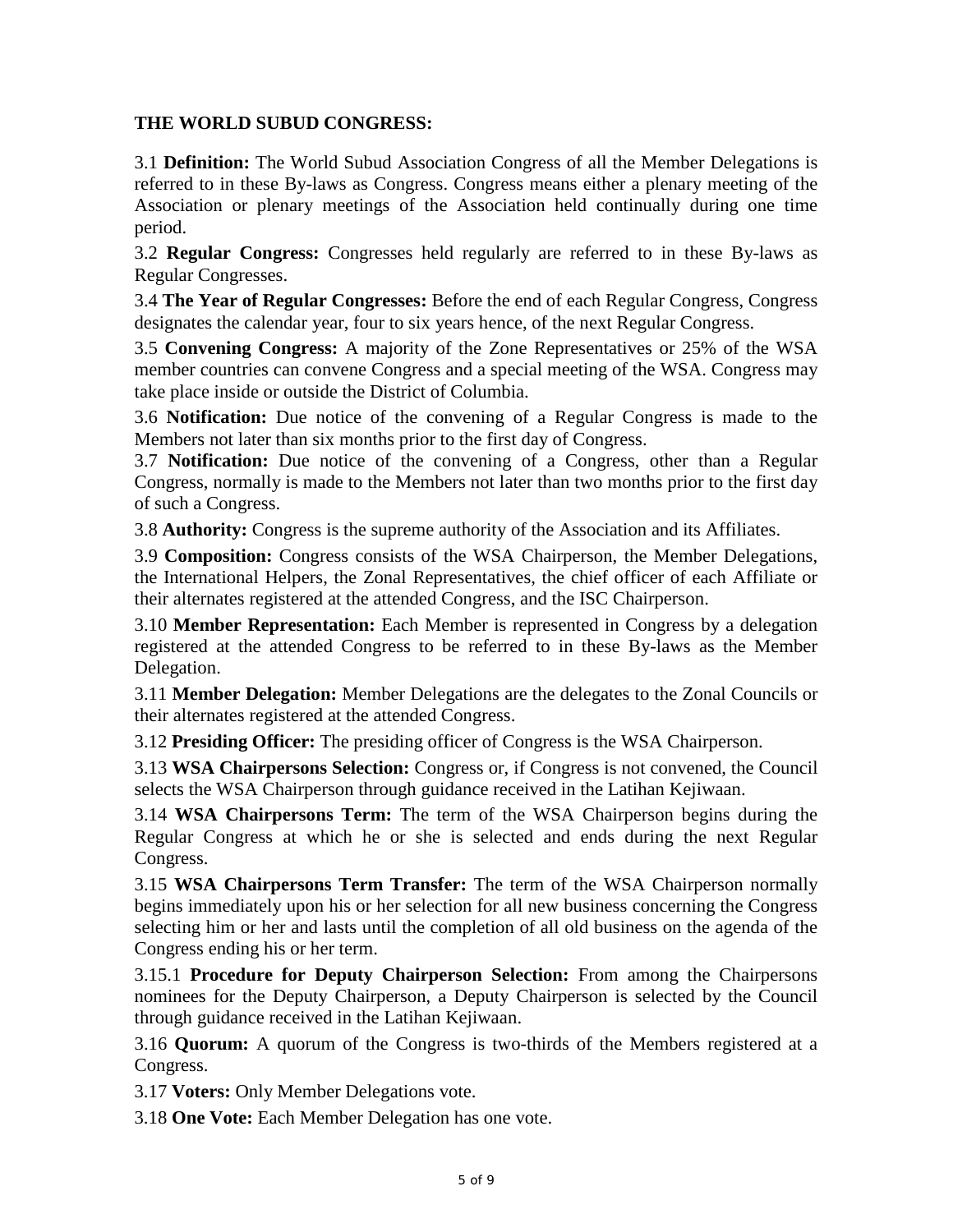## THE WORLD SUBUD CONGRESS:

3.1 **Definition:** The World Subud Association Congress of all the Member Delegations is referred to in these By-laws as Congress. Congress means either a plenary meeting of the Association or plenary meetings of the Association held continually during one time period.

3.2 **Regular Congress:** Congresses held regularly are referred to in these By-laws as Regular Congresses.

3.4 **The Year of Regular Congresses:** Before the end of each Regular Congress, Congress designates the calendar year, four to six years hence, of the next Regular Congress.

3.5 **Convening Congress:** A majority of the Zone Representatives or 25% of the WSA member countries can convene Congress and a special meeting of the WSA. Congress may take place inside or outside the District of Columbia.

3.6 **Notification:** Due notice of the convening of a Regular Congress is made to the Members not later than six months prior to the first day of Congress.

3.7 **Notification:** Due notice of the convening of a Congress, other than a Regular Congress, normally is made to the Members not later than two months prior to the first day of such a Congress.

3.8 **Authority:** Congress is the supreme authority of the Association and its Affiliates.

3.9 **Composition:** Congress consists of the WSA Chairperson, the Member Delegations, the International Helpers, the Zonal Representatives, the chief officer of each Affiliate or their alternates registered at the attended Congress, and the ISC Chairperson.

3.10 **Member Representation:** Each Member is represented in Congress by a delegation registered at the attended Congress to be referred to in these By-laws as the Member Delegation.

3.11 **Member Delegation:** Member Delegations are the delegates to the Zonal Councils or their alternates registered at the attended Congress.

3.12 **Presiding Officer:** The presiding officer of Congress is the WSA Chairperson.

3.13 **WSA Chairpersons Selection:** Congress or, if Congress is not convened, the Council selects the WSA Chairperson through guidance received in the Latihan Kejiwaan.

3.14 **WSA Chairpersons Term:** The term of the WSA Chairperson begins during the Regular Congress at which he or she is selected and ends during the next Regular Congress.

3.15 **WSA Chairpersons Term Transfer:** The term of the WSA Chairperson normally begins immediately upon his or her selection for all new business concerning the Congress selecting him or her and lasts until the completion of all old business on the agenda of the Congress ending his or her term.

3.15.1 **Procedure for Deputy Chairperson Selection:** From among the Chairpersons nominees for the Deputy Chairperson, a Deputy Chairperson is selected by the Council through guidance received in the Latihan Kejiwaan.

3.16 **Quorum:** A quorum of the Congress is two-thirds of the Members registered at a Congress.

3.17 **Voters:** Only Member Delegations vote.

3.18 **One Vote:** Each Member Delegation has one vote.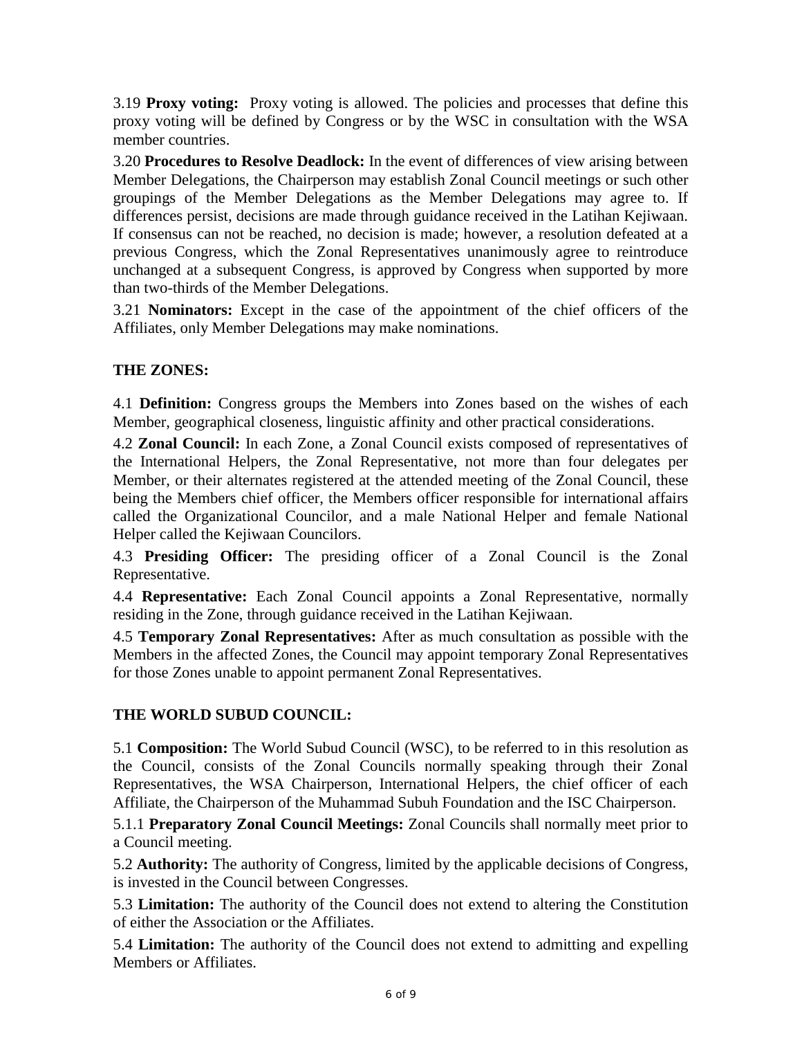3.19 **Proxy voting:** Proxy voting is allowed. The policies and processes that define this proxy voting will be defined by Congress or by the WSC in consultation with the WSA member countries.

3.20 **Procedures to Resolve Deadlock:** In the event of differences of view arising between Member Delegations, the Chairperson may establish Zonal Council meetings or such other groupings of the Member Delegations as the Member Delegations may agree to. If differences persist, decisions are made through guidance received in the Latihan Kejiwaan. If consensus can not be reached, no decision is made; however, a resolution defeated at a previous Congress, which the Zonal Representatives unanimously agree to reintroduce unchanged at a subsequent Congress, is approved by Congress when supported by more than two-thirds of the Member Delegations.

3.21 **Nominators:** Except in the case of the appointment of the chief officers of the Affiliates, only Member Delegations may make nominations.

## THE ZONES:

4.1 **Definition:** Congress groups the Members into Zones based on the wishes of each Member, geographical closeness, linguistic affinity and other practical considerations.

4.2 **Zonal Council:** In each Zone, a Zonal Council exists composed of representatives of the International Helpers, the Zonal Representative, not more than four delegates per Member, or their alternates registered at the attended meeting of the Zonal Council, these being the Members chief officer, the Members officer responsible for international affairs called the Organizational Councilor, and a male National Helper and female National Helper called the Kejiwaan Councilors.

4.3 **Presiding Officer:** The presiding officer of a Zonal Council is the Zonal Representative.

4.4 **Representative:** Each Zonal Council appoints a Zonal Representative, normally residing in the Zone, through guidance received in the Latihan Kejiwaan.

4.5 **Temporary Zonal Representatives:** After as much consultation as possible with the Members in the affected Zones, the Council may appoint temporary Zonal Representatives for those Zones unable to appoint permanent Zonal Representatives.

## THE WORLD SUBUD COUNCIL:

5.1 **Composition:** The World Subud Council (WSC), to be referred to in this resolution as the Council, consists of the Zonal Councils normally speaking through their Zonal Representatives, the WSA Chairperson, International Helpers, the chief officer of each Affiliate, the Chairperson of the Muhammad Subuh Foundation and the ISC Chairperson.

5.1.1 **Preparatory Zonal Council Meetings:** Zonal Councils shall normally meet prior to a Council meeting.

5.2 **Authority:** The authority of Congress, limited by the applicable decisions of Congress, is invested in the Council between Congresses.

5.3 **Limitation:** The authority of the Council does not extend to altering the Constitution of either the Association or the Affiliates.

5.4 **Limitation:** The authority of the Council does not extend to admitting and expelling Members or Affiliates.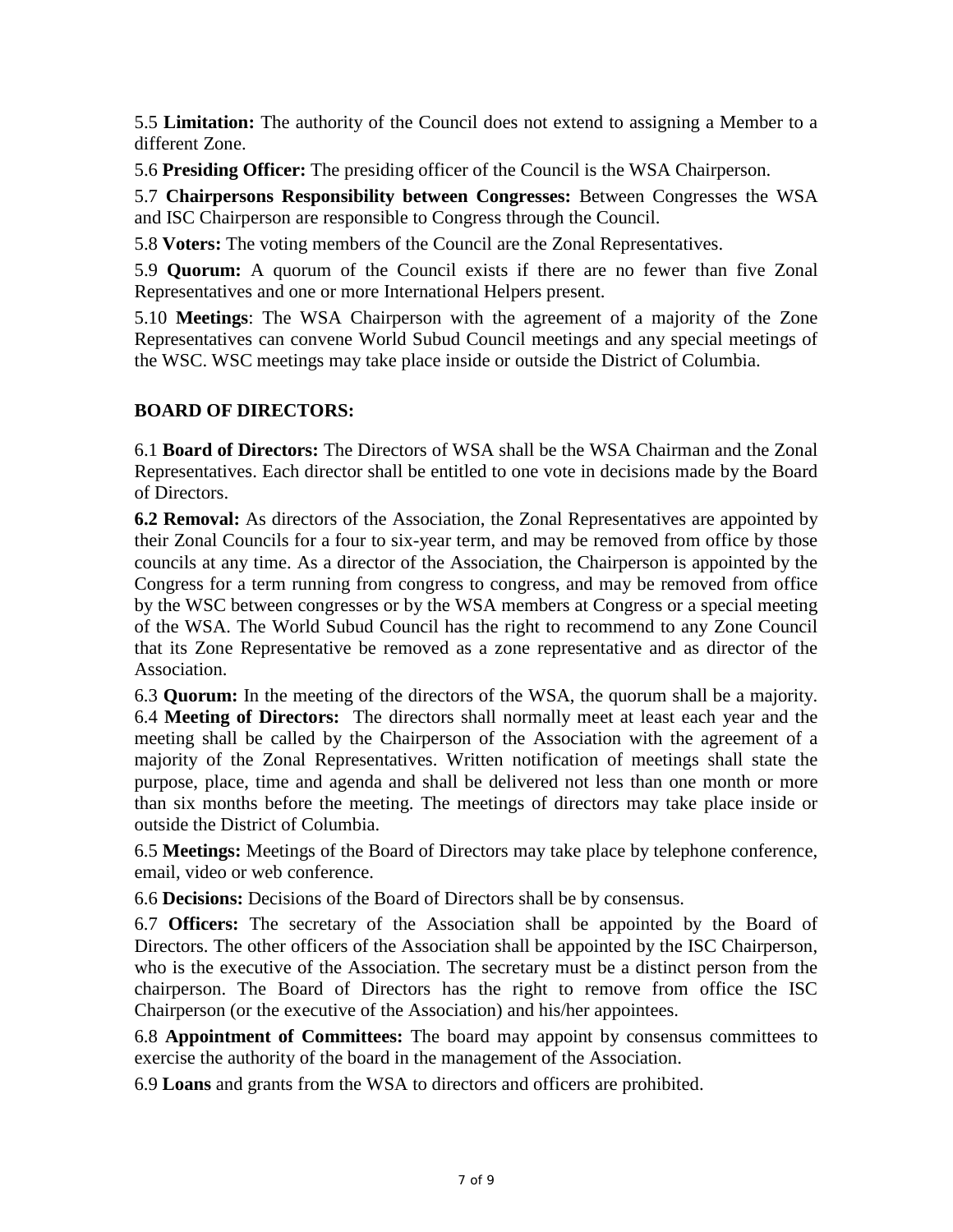5.5 **Limitation:** The authority of the Council does not extend to assigning a Member to a different Zone.

5.6 **Presiding Officer:** The presiding officer of the Council is the WSA Chairperson.

5.7 **Chairpersons Responsibility between Congresses:** Between Congresses the WSA and ISC Chairperson are responsible to Congress through the Council.

5.8 **Voters:** The voting members of the Council are the Zonal Representatives.

5.9 **Quorum:** A quorum of the Council exists if there are no fewer than five Zonal Representatives and one or more International Helpers present.

5.10 **Meetings**: The WSA Chairperson with the agreement of a majority of the Zone Representatives can convene World Subud Council meetings and any special meetings of the WSC. WSC meetings may take place inside or outside the District of Columbia.

**BOARD OF DIRECTORS:**

6.1 **Board of Directors:** The Directors of WSA shall be the WSA Chairman and the Zonal Representatives. Each director shall be entitled to one vote in decisions made by the Board of Directors.

**6.2 Removal:** As directors of the Association, the Zonal Representatives are appointed by their Zonal Councils for a four to six-year term, and may be removed from office by those councils at any time. As a director of the Association, the Chairperson is appointed by the Congress for a term running from congress to congress, and may be removed from office by the WSC between congresses or by the WSA members at Congress or a special meeting of the WSA. The World Subud Council has the right to recommend to any Zone Council that its Zone Representative be removed as a zone representative and as director of the Association.

6.3 **Quorum:** In the meeting of the directors of the WSA, the quorum shall be a majority.

6.4 **Meeting of Directors:** The directors shall normally meet at least each year and the meeting shall be called by the Chairperson of the Association with the agreement of a majority of the Zonal Representatives. Written notification of meetings shall state the purpose, place, time and agenda and shall be delivered not less than one month or more than six months before the meeting. The meetings of directors may take place inside or outside the District of Columbia.

6.5 **Meetings:** Meetings of the Board of Directors may take place by telephone conference, email, video or web conference.

6.6 **Decisions:** Decisions of the Board of Directors shall be by consensus.

6.7 **Officers:** The secretary of the Association shall be appointed by the Board of Directors. The other officers of the Association shall be appointed by the ISC Chairperson, who is the executive of the Association. The secretary must be a distinct person from the chairperson. The Board of Directors has the right to remove from office the ISC Chairperson (or the executive of the Association) and his/her appointees.

6.8 **Appointment of Committees:** The board may appoint by consensus committees to exercise the authority of the board in the management of the Association.

6.9 **Loans** and grants from the WSA to directors and officers are prohibited.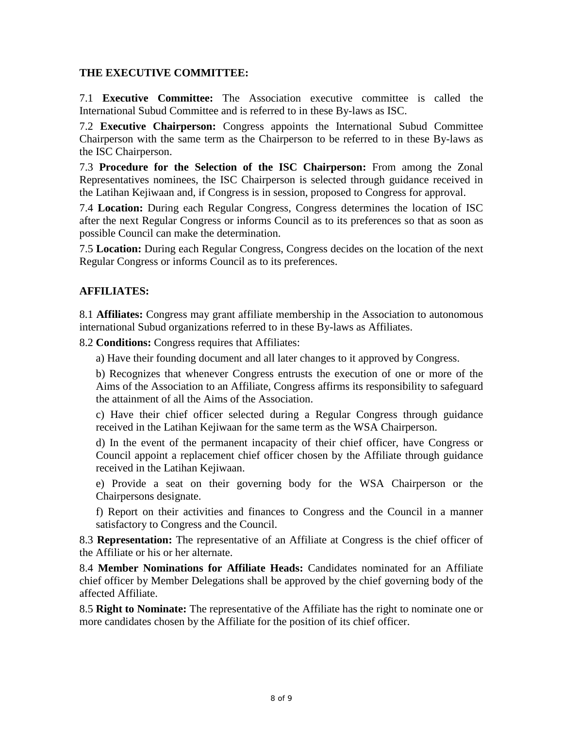**THE EXECUTIVE COMMITTEE:**

7.1 **Executive Committee:** The Association executive committee is called the International Subud Committee and is referred to in these By-laws as ISC.

7.2 **Executive Chairperson:** Congress appoints the International Subud Committee Chairperson with the same term as the Chairperson to be referred to in these By-laws as the ISC Chairperson.

7.3 **Procedure for the Selection of the ISC Chairperson:** From among the Zonal Representatives nominees, the ISC Chairperson is selected through guidance received in the Latihan Kejiwaan and, if Congress is in session, proposed to Congress for approval.

7.4 **Location:** During each Regular Congress, Congress determines the location of ISC after the next Regular Congress or informs Council as to its preferences so that as soon as possible Council can make the determination.

7.5 **Location:** During each Regular Congress, Congress decides on the location of the next Regular Congress or informs Council as to its preferences.

**AFFILIATES:**

8.1 **Affiliates:** Congress may grant affiliate membership in the Association to autonomous international Subud organizations referred to in these By-laws as Affiliates.

8.2 **Conditions:** Congress requires that Affiliates:

a) Have their founding document and all later changes to it approved by Congress.

b) Recognizes that whenever Congress entrusts the execution of one or more of the Aims of the Association to an Affiliate, Congress affirms its responsibility to safeguard the attainment of all the Aims of the Association.

c) Have their chief officer selected during a Regular Congress through guidance received in the Latihan Kejiwaan for the same term as the WSA Chairperson.

d) In the event of the permanent incapacity of their chief officer, have Congress or Council appoint a replacement chief officer chosen by the Affiliate through guidance received in the Latihan Kejiwaan.

e) Provide a seat on their governing body for the WSA Chairperson or the Chairpersons designate.

f) Report on their activities and finances to Congress and the Council in a manner satisfactory to Congress and the Council.

8.3 **Representation:** The representative of an Affiliate at Congress is the chief officer of the Affiliate or his or her alternate.

8.4 **Member Nominations for Affiliate Heads:** Candidates nominated for an Affiliate chief officer by Member Delegations shall be approved by the chief governing body of the affected Affiliate.

8.5 **Right to Nominate:** The representative of the Affiliate has the right to nominate one or more candidates chosen by the Affiliate for the position of its chief officer.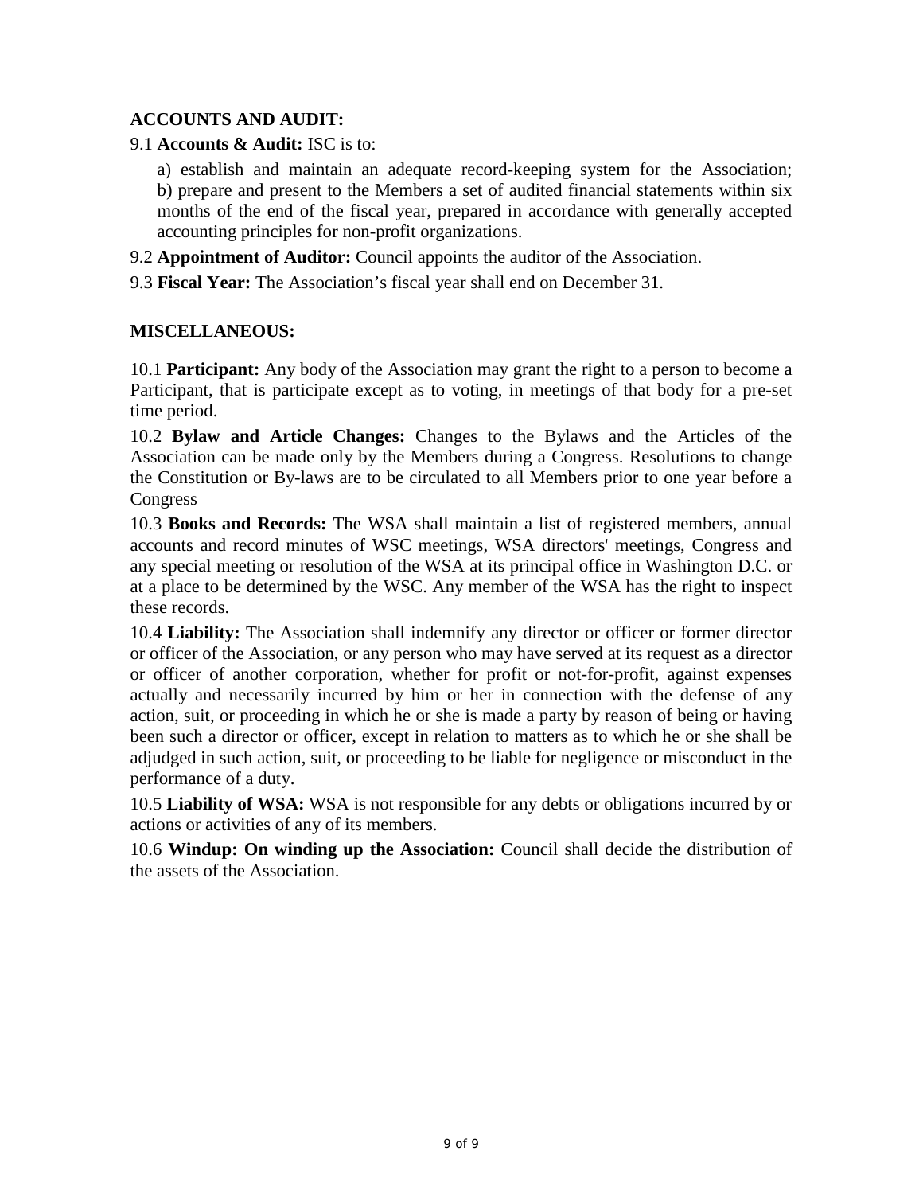**ACCOUNTS AND AUDIT:**

9.1 **Accounts & Audit:** ISC is to:

a) establish and maintain an adequate record-keeping system for the Association;
b) prepare and present to the Members a set of audited financial statements within six months of the end of the fiscal year, prepared in accordance with generally accepted accounting principles for non-profit organizations.

9.2 **Appointment of Auditor:** Council appoints the auditor of the Association.

9.3 **Fiscal Year:** The Association's fiscal year shall end on December 31.

**MISCELLANEOUS:**

10.1 **Participant:** Any body of the Association may grant the right to a person to become a Participant, that is participate except as to voting, in meetings of that body for a pre-set time period.

10.2 **Bylaw and Article Changes:** Changes to the Bylaws and the Articles of the Association can be made only by the Members during a Congress. Resolutions to change the Constitution or By-laws are to be circulated to all Members prior to one year before a Congress

10.3 **Books and Records:** The WSA shall maintain a list of registered members, annual accounts and record minutes of WSC meetings, WSA directors' meetings, Congress and any special meeting or resolution of the WSA at its principal office in Washington D.C. or at a place to be determined by the WSC. Any member of the WSA has the right to inspect these records.

10.4 **Liability:** The Association shall indemnify any director or officer or former director or officer of the Association, or any person who may have served at its request as a director or officer of another corporation, whether for profit or not-for-profit, against expenses actually and necessarily incurred by him or her in connection with the defense of any action, suit, or proceeding in which he or she is made a party by reason of being or having been such a director or officer, except in relation to matters as to which he or she shall be adjudged in such action, suit, or proceeding to be liable for negligence or misconduct in the performance of a duty.

10.5 **Liability of WSA:** WSA is not responsible for any debts or obligations incurred by or actions or activities of any of its members.

10.6 **Windup: On winding up the Association:** Council shall decide the distribution of the assets of the Association.